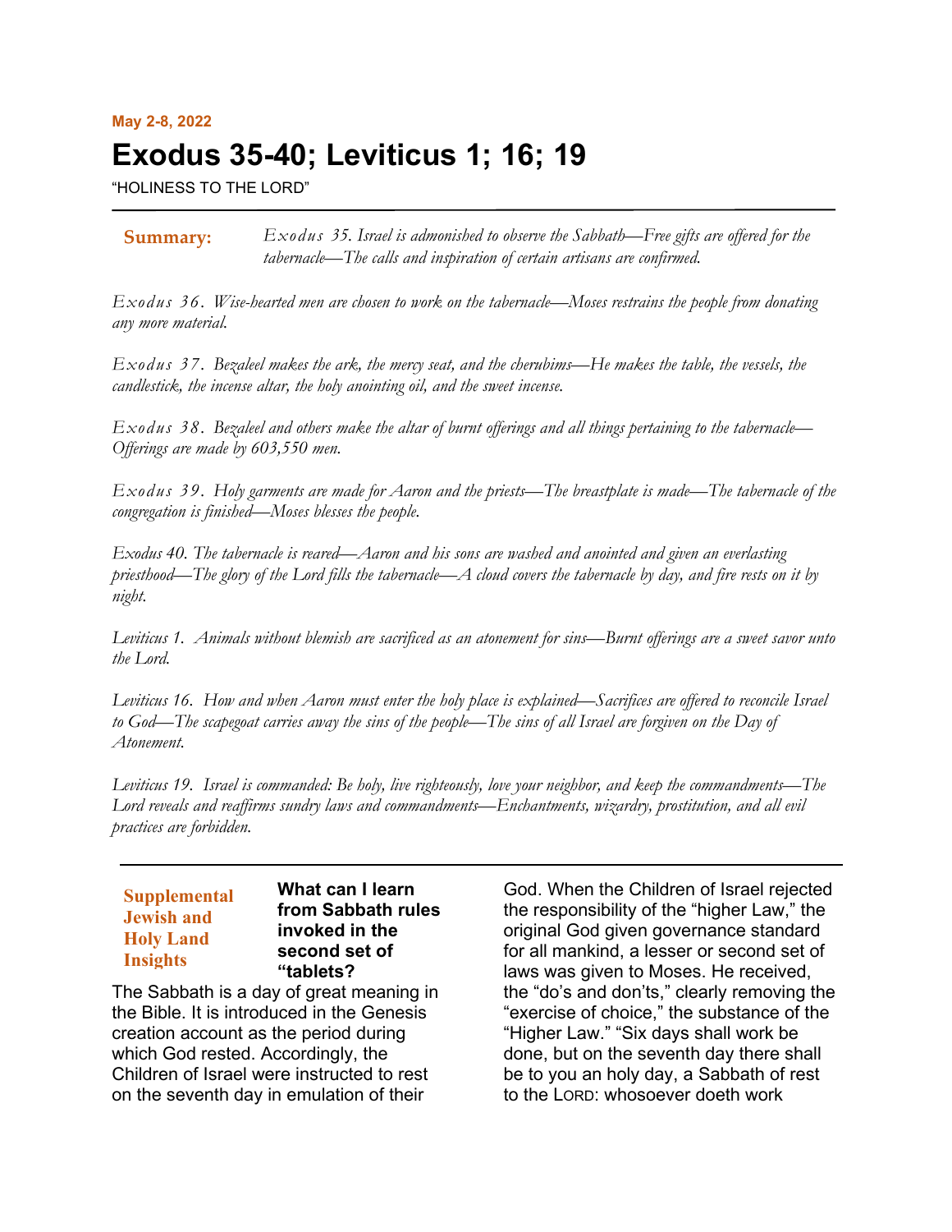**May 2-8, 2022**

# Exodus 35-40; Leviticus 1; 16; 19

"HOLINESS TO THE LORD"

**Summary:** *Exodus 35. Israel is admonished to observe the Sabbath—Free gifts are offered for the tabernacle—The calls and inspiration of certain artisans are confirmed.*

*Exodus 36. Wise-hearted men are chosen to work on the tabernacle—Moses restrains the people from donating any more material.*

*Exodus 37. Bezaleel makes the ark, the mercy seat, and the cherubims—He makes the table, the vessels, the candlestick, the incense altar, the holy anointing oil, and the sweet incense.*

*Exodus 38. Bezaleel and others make the altar of burnt offerings and all things pertaining to the tabernacle—Offerings are made by 603,550 men.*

*Exodus 39. Holy garments are made for Aaron and the priests—The breastplate is made—The tabernacle of the congregation is finished—Moses blesses the people.*

*Exodus 40. The tabernacle is reared—Aaron and his sons are washed and anointed and given an everlasting priesthood—The glory of the Lord fills the tabernacle—A cloud covers the tabernacle by day, and fire rests on it by night.*

*Leviticus 1. Animals without blemish are sacrificed as an atonement for sins—Burnt offerings are a sweet savor unto the Lord.*

*Leviticus 16. How and when Aaron must enter the holy place is explained—Sacrifices are offered to reconcile Israel to God—The scapegoat carries away the sins of the people—The sins of all Israel are forgiven on the Day of Atonement.*

*Leviticus 19. Israel is commanded: Be holy, live righteously, love your neighbor, and keep the commandments—The Lord reveals and reaffirms sundry laws and commandments—Enchantments, wizardry, prostitution, and all evil practices are forbidden.*

---

**Supplemental Jewish and Holy Land Insights**

### What can I learn from Sabbath rules invoked in the second set of "tablets?

The Sabbath is a day of great meaning in the Bible. It is introduced in the Genesis creation account as the period during which God rested. Accordingly, the Children of Israel were instructed to rest on the seventh day in emulation of their God. When the Children of Israel rejected the responsibility of the "higher Law," the original God given governance standard for all mankind, a lesser or second set of laws was given to Moses. He received, the "do's and don'ts," clearly removing the "exercise of choice," the substance of the "Higher Law." "Six days shall work be done, but on the seventh day there shall be to you an holy day, a Sabbath of rest to the LORD: whosoever doeth work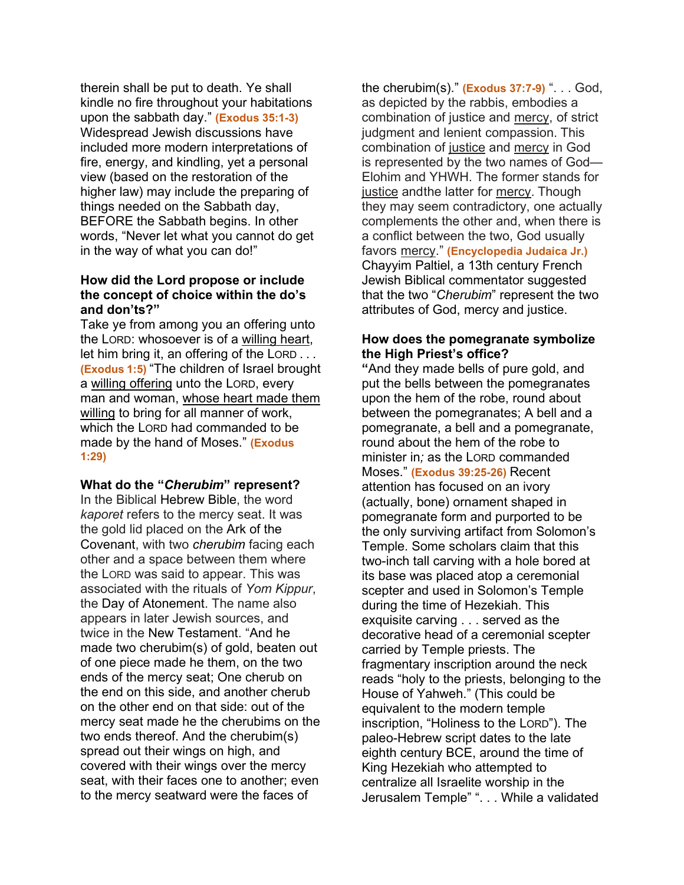therein shall be put to death. Ye shall kindle no fire throughout your habitations upon the sabbath day." **(Exodus 35:1-3)** Widespread Jewish discussions have included more modern interpretations of fire, energy, and kindling, yet a personal view (based on the restoration of the higher law) may include the preparing of things needed on the Sabbath day, BEFORE the Sabbath begins. In other words, "Never let what you cannot do get in the way of what you can do!"

**How did the Lord propose or include the concept of choice within the do's and don'ts?"**

Take ye from among you an offering unto the LORD: whosoever is of a willing heart, let him bring it, an offering of the LORD . . . **(Exodus 1:5)** "The children of Israel brought a willing offering unto the LORD, every man and woman, whose heart made them willing to bring for all manner of work, which the LORD had commanded to be made by the hand of Moses." **(Exodus 1:29)**

**What do the "*Cherubim*" represent?**

In the Biblical Hebrew Bible, the word *kaporet* refers to the mercy seat. It was the gold lid placed on the Ark of the Covenant, with two *cherubim* facing each other and a space between them where the LORD was said to appear. This was associated with the rituals of *Yom Kippur*, the Day of Atonement. The name also appears in later Jewish sources, and twice in the New Testament. "And he made two cherubim(s) of gold, beaten out of one piece made he them, on the two ends of the mercy seat; One cherub on the end on this side, and another cherub on the other end on that side: out of the mercy seat made he the cherubims on the two ends thereof. And the cherubim(s) spread out their wings on high, and covered with their wings over the mercy seat, with their faces one to another; even to the mercy seatward were the faces of the cherubim(s)." **(Exodus 37:7-9)** ". . . God, as depicted by the rabbis, embodies a combination of justice and mercy, of strict judgment and lenient compassion. This combination of justice and mercy in God is represented by the two names of God—Elohim and YHWH. The former stands for justice andthe latter for mercy. Though they may seem contradictory, one actually complements the other and, when there is a conflict between the two, God usually favors mercy." **(Encyclopedia Judaica Jr.)** Chayyim Paltiel, a 13th century French Jewish Biblical commentator suggested that the two "*Cherubim*" represent the two attributes of God, mercy and justice.

**How does the pomegranate symbolize the High Priest's office?**

"And they made bells of pure gold, and put the bells between the pomegranates upon the hem of the robe, round about between the pomegranates; A bell and a pomegranate, a bell and a pomegranate, round about the hem of the robe to minister in; as the LORD commanded Moses." **(Exodus 39:25-26)** Recent attention has focused on an ivory (actually, bone) ornament shaped in pomegranate form and purported to be the only surviving artifact from Solomon's Temple. Some scholars claim that this two-inch tall carving with a hole bored at its base was placed atop a ceremonial scepter and used in Solomon's Temple during the time of Hezekiah. This exquisite carving . . . served as the decorative head of a ceremonial scepter carried by Temple priests. The fragmentary inscription around the neck reads "holy to the priests, belonging to the House of Yahweh." (This could be equivalent to the modern temple inscription, "Holiness to the LORD"). The paleo-Hebrew script dates to the late eighth century BCE, around the time of King Hezekiah who attempted to centralize all Israelite worship in the Jerusalem Temple" ". . . While a validated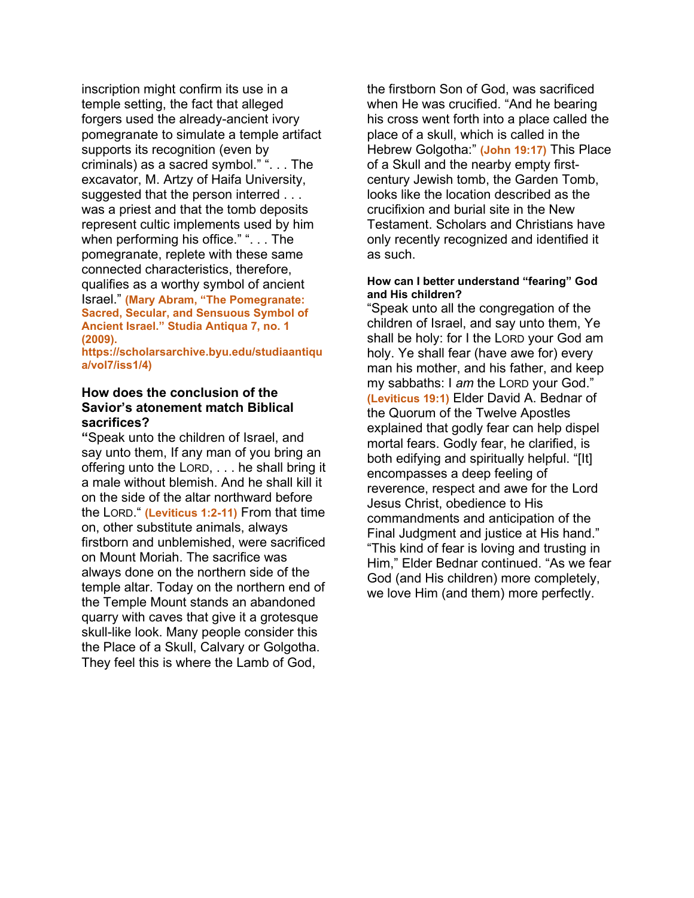inscription might confirm its use in a temple setting, the fact that alleged forgers used the already-ancient ivory pomegranate to simulate a temple artifact supports its recognition (even by criminals) as a sacred symbol." ". . . The excavator, M. Artzy of Haifa University, suggested that the person interred . . . was a priest and that the tomb deposits represent cultic implements used by him when performing his office." ". . . The pomegranate, replete with these same connected characteristics, therefore, qualifies as a worthy symbol of ancient Israel." **(Mary Abram, "The Pomegranate: Sacred, Secular, and Sensuous Symbol of Ancient Israel." Studia Antiqua 7, no. 1 (2009). https://scholarsarchive.byu.edu/studiaantiqua/vol7/iss1/4)**

### How does the conclusion of the Savior's atonement match Biblical sacrifices?

**"**Speak unto the children of Israel, and say unto them, If any man of you bring an offering unto the LORD, . . . he shall bring it a male without blemish. And he shall kill it on the side of the altar northward before the LORD." **(Leviticus 1:2-11)** From that time on, other substitute animals, always firstborn and unblemished, were sacrificed on Mount Moriah. The sacrifice was always done on the northern side of the temple altar. Today on the northern end of the Temple Mount stands an abandoned quarry with caves that give it a grotesque skull-like look. Many people consider this the Place of a Skull, Calvary or Golgotha. They feel this is where the Lamb of God, the firstborn Son of God, was sacrificed when He was crucified. "And he bearing his cross went forth into a place called the place of a skull, which is called in the Hebrew Golgotha:" **(John 19:17)** This Place of a Skull and the nearby empty first-century Jewish tomb, the Garden Tomb, looks like the location described as the crucifixion and burial site in the New Testament. Scholars and Christians have only recently recognized and identified it as such.

#### How can I better understand "fearing" God and His children?

"Speak unto all the congregation of the children of Israel, and say unto them, Ye shall be holy: for I the LORD your God am holy. Ye shall fear (have awe for) every man his mother, and his father, and keep my sabbaths: I *am* the LORD your God." **(Leviticus 19:1)** Elder David A. Bednar of the Quorum of the Twelve Apostles explained that godly fear can help dispel mortal fears. Godly fear, he clarified, is both edifying and spiritually helpful. "[It] encompasses a deep feeling of reverence, respect and awe for the Lord Jesus Christ, obedience to His commandments and anticipation of the Final Judgment and justice at His hand." "This kind of fear is loving and trusting in Him," Elder Bednar continued. "As we fear God (and His children) more completely, we love Him (and them) more perfectly.